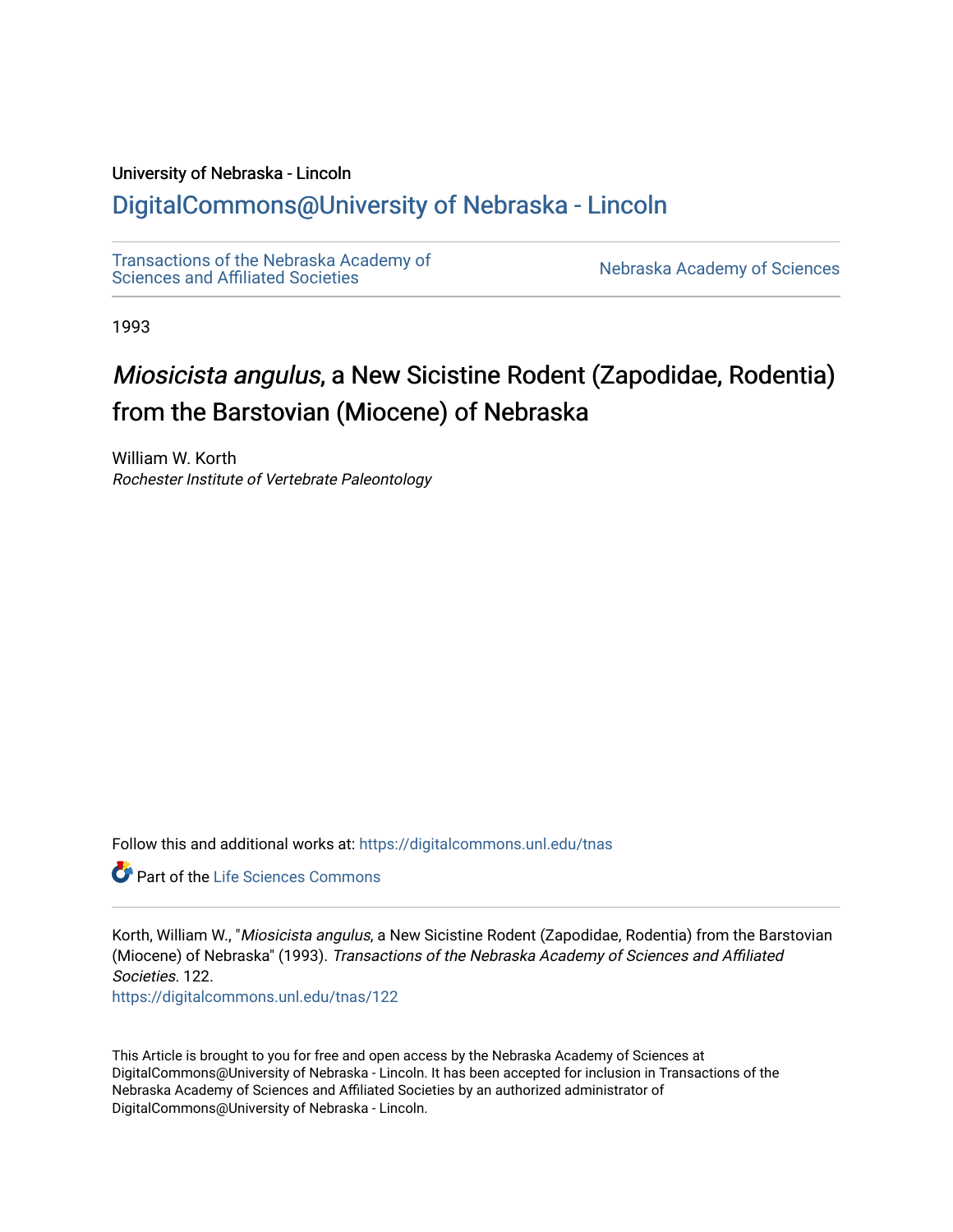University of Nebraska - Lincoln

## DigitalCommons@University of Nebraska - Lincoln

Transactions of the Nebraska Academy of Sciences and Affiliated Societies

Nebraska Academy of Sciences

1993

# *Miosicista angulus*, a New Sicistine Rodent (Zapodidae, Rodentia) from the Barstovian (Miocene) of Nebraska

William W. Korth
*Rochester Institute of Vertebrate Paleontology*

Follow this and additional works at: https://digitalcommons.unl.edu/tnas

Part of the Life Sciences Commons

Korth, William W., "*Miosicista angulus*, a New Sicistine Rodent (Zapodidae, Rodentia) from the Barstovian (Miocene) of Nebraska" (1993). *Transactions of the Nebraska Academy of Sciences and Affiliated Societies*. 122.
https://digitalcommons.unl.edu/tnas/122

This Article is brought to you for free and open access by the Nebraska Academy of Sciences at DigitalCommons@University of Nebraska - Lincoln. It has been accepted for inclusion in Transactions of the Nebraska Academy of Sciences and Affiliated Societies by an authorized administrator of DigitalCommons@University of Nebraska - Lincoln.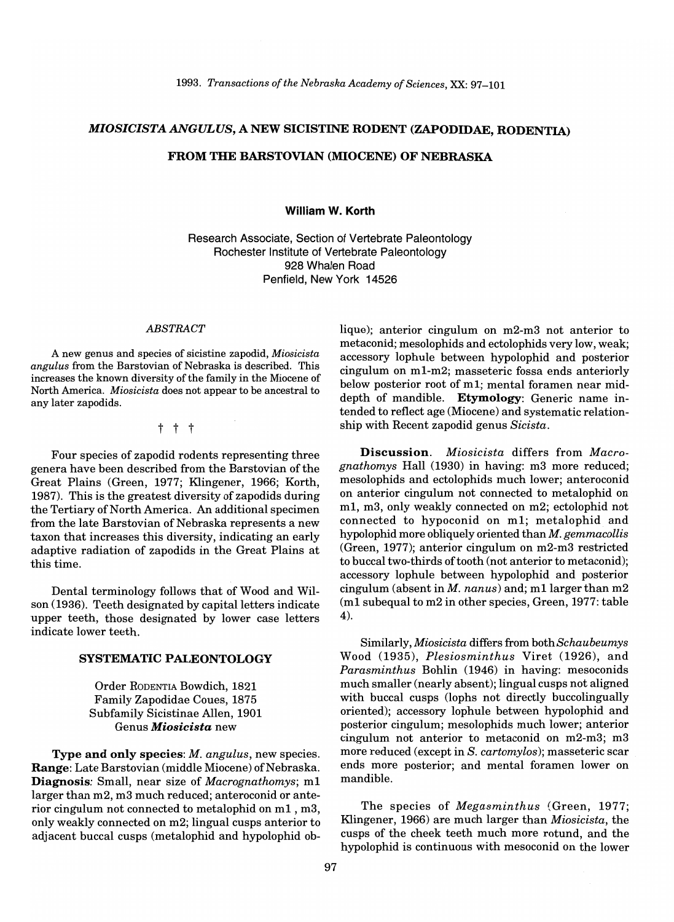# *MIOSICISTA ANGULUS*, A NEW SICISTINE RODENT (ZAPODIDAE, RODENTIA) FROM THE BARSTOVIAN (MIOCENE) OF NEBRASKA

**William W. Korth**

Research Associate, Section of Vertebrate Paleontology
Rochester Institute of Vertebrate Paleontology
928 Whalen Road
Penfield, New York 14526

### *ABSTRACT*

A new genus and species of sicistine zapodid, *Miosicista angulus* from the Barstovian of Nebraska is described. This increases the known diversity of the family in the Miocene of North America. *Miosicista* does not appear to be ancestral to any later zapodids.

† † †

Four species of zapodid rodents representing three genera have been described from the Barstovian of the Great Plains (Green, 1977; Klingener, 1966; Korth, 1987). This is the greatest diversity of zapodids during the Tertiary of North America. An additional specimen from the late Barstovian of Nebraska represents a new taxon that increases this diversity, indicating an early adaptive radiation of zapodids in the Great Plains at this time.

Dental terminology follows that of Wood and Wilson (1936). Teeth designated by capital letters indicate upper teeth, those designated by lower case letters indicate lower teeth.

## SYSTEMATIC PALEONTOLOGY

Order Rodentia Bowdich, 1821
Family Zapodidae Coues, 1875
Subfamily Sicistinae Allen, 1901
Genus ***Miosicista*** new

**Type and only species**: *M. angulus*, new species. **Range**: Late Barstovian (middle Miocene) of Nebraska. **Diagnosis**: Small, near size of *Macrognathomys*; m1 larger than m2, m3 much reduced; anteroconid or anterior cingulum not connected to metalophid on m1, m3, only weakly connected on m2; lingual cusps anterior to adjacent buccal cusps (metalophid and hypolophid oblique); anterior cingulum on m2-m3 not anterior to metaconid; mesolophids and ectolophids very low, weak; accessory lophule between hypolophid and posterior cingulum on m1-m2; masseteric fossa ends anteriorly below posterior root of m1; mental foramen near mid-depth of mandible. **Etymology**: Generic name intended to reflect age (Miocene) and systematic relationship with Recent zapodid genus *Sicista*.

**Discussion**. *Miosicista* differs from *Macrognathomys* Hall (1930) in having: m3 more reduced; mesolophids and ectolophids much lower; anteroconid on anterior cingulum not connected to metalophid on m1, m3, only weakly connected on m2; ectolophid not connected to hypoconid on m1; metalophid and hypolophid more obliquely oriented than *M. gemmacollis* (Green, 1977); anterior cingulum on m2-m3 restricted to buccal two-thirds of tooth (not anterior to metaconid); accessory lophule between hypolophid and posterior cingulum (absent in *M. nanus*) and; m1 larger than m2 (m1 subequal to m2 in other species, Green, 1977: table 4).

Similarly, *Miosicista* differs from both *Schaubeumys* Wood (1935), *Plesiosminthus* Viret (1926), and *Parasminthus* Bohlin (1946) in having: mesoconids much smaller (nearly absent); lingual cusps not aligned with buccal cusps (lophs not directly buccolingually oriented); accessory lophule between hypolophid and posterior cingulum; mesolophids much lower; anterior cingulum not anterior to metaconid on m2-m3; m3 more reduced (except in *S. cartomylos*); masseteric scar ends more posterior; and mental foramen lower on mandible.

The species of *Megasminthus* (Green, 1977; Klingener, 1966) are much larger than *Miosicista*, the cusps of the cheek teeth much more rotund, and the hypolophid is continuous with mesoconid on the lower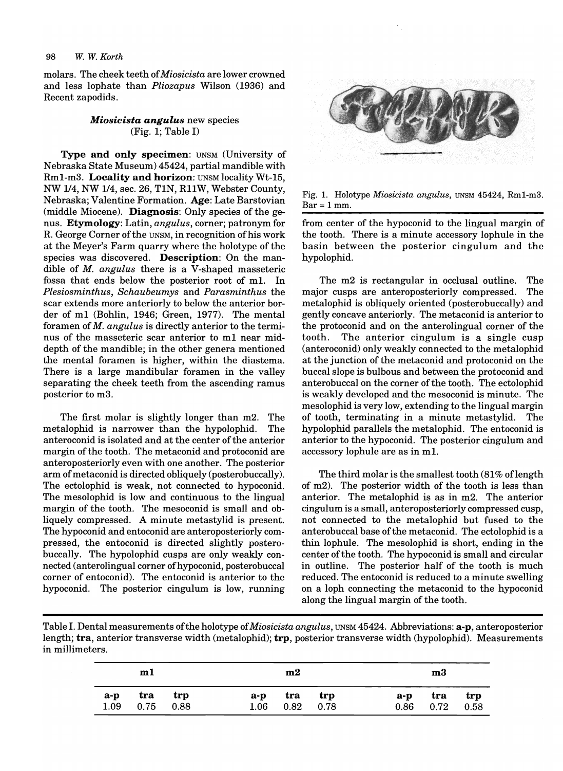molars. The cheek teeth of *Miosicista* are lower crowned and less lophate than *Pliozapus* Wilson (1936) and Recent zapodids.

### *Miosicista angulus* new species
(Fig. 1; Table I)

**Type and only specimen**: UNSM (University of Nebraska State Museum) 45424, partial mandible with Rm1-m3. **Locality and horizon**: UNSM locality Wt-15, NW 1/4, NW 1/4, sec. 26, T1N, R11W, Webster County, Nebraska; Valentine Formation. **Age**: Late Barstovian (middle Miocene). **Diagnosis**: Only species of the genus. **Etymology**: Latin, *angulus*, corner; patronym for R. George Corner of the UNSM, in recognition of his work at the Meyer's Farm quarry where the holotype of the species was discovered. **Description**: On the mandible of *M. angulus* there is a V-shaped masseteric fossa that ends below the posterior root of m1. In *Plesiosminthus*, *Schaubeumys* and *Parasminthus* the scar extends more anteriorly to below the anterior border of m1 (Bohlin, 1946; Green, 1977). The mental foramen of *M. angulus* is directly anterior to the terminus of the masseteric scar anterior to m1 near middepth of the mandible; in the other genera mentioned the mental foramen is higher, within the diastema. There is a large mandibular foramen in the valley separating the cheek teeth from the ascending ramus posterior to m3.

The first molar is slightly longer than m2. The metalophid is narrower than the hypolophid. The anteroconid is isolated and at the center of the anterior margin of the tooth. The metaconid and protoconid are anteroposteriorly even with one another. The posterior arm of metaconid is directed obliquely (posterobuccally). The ectolophid is weak, not connected to hypoconid. The mesolophid is low and continuous to the lingual margin of the tooth. The mesoconid is small and obliquely compressed. A minute metastylid is present. The hypoconid and entoconid are anteroposteriorly compressed, the entoconid is directed slightly posterobuccally. The hypolophid cusps are only weakly connected (anterolingual corner of hypoconid, posterobuccal corner of entoconid). The entoconid is anterior to the hypoconid. The posterior cingulum is low, running from center of the hypoconid to the lingual margin of the tooth. There is a minute accessory lophule in the basin between the posterior cingulum and the hypolophid.

Fig. 1. Holotype *Miosicista angulus*, UNSM 45424, Rm1-m3. Bar = 1 mm.

The m2 is rectangular in occlusal outline. The major cusps are anteroposteriorly compressed. The metalophid is obliquely oriented (posterobuccally) and gently concave anteriorly. The metaconid is anterior to the protoconid and on the anterolingual corner of the tooth. The anterior cingulum is a single cusp (anteroconid) only weakly connected to the metalophid at the junction of the metaconid and protoconid on the buccal slope is bulbous and between the protoconid and anterobuccal on the corner of the tooth. The ectolophid is weakly developed and the mesoconid is minute. The mesolophid is very low, extending to the lingual margin of tooth, terminating in a minute metastylid. The hypolophid parallels the metalophid. The entoconid is anterior to the hypoconid. The posterior cingulum and accessory lophule are as in m1.

The third molar is the smallest tooth (81% of length of m2). The posterior width of the tooth is less than anterior. The metalophid is as in m2. The anterior cingulum is a small, anteroposteriorly compressed cusp, not connected to the metalophid but fused to the anterobuccal base of the metaconid. The ectolophid is a thin lophule. The mesolophid is short, ending in the center of the tooth. The hypoconid is small and circular in outline. The posterior half of the tooth is much reduced. The entoconid is reduced to a minute swelling on a loph connecting the metaconid to the hypoconid along the lingual margin of the tooth.

Table I. Dental measurements of the holotype of *Miosicista angulus*, UNSM 45424. Abbreviations: **a-p**, anteroposterior length; **tra**, anterior transverse width (metalophid); **trp**, posterior transverse width (hypolophid). Measurements in millimeters.

| m1 | | | m2 | | | m3 | | |
|---|---|---|---|---|---|---|---|---|
| **a-p** | **tra** | **trp** | **a-p** | **tra** | **trp** | **a-p** | **tra** | **trp** |
| 1.09 | 0.75 | 0.88 | 1.06 | 0.82 | 0.78 | 0.86 | 0.72 | 0.58 |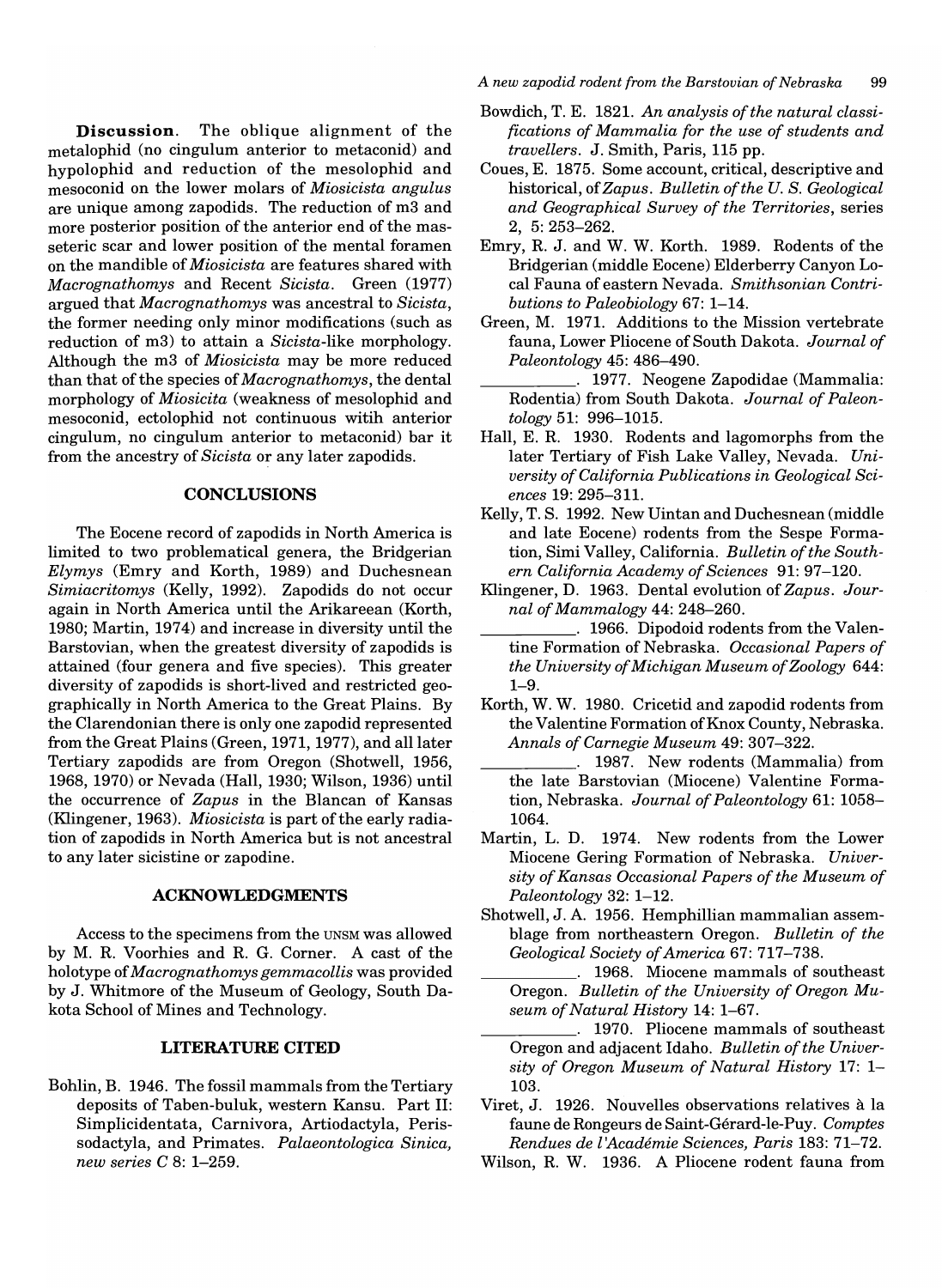**Discussion**. The oblique alignment of the metalophid (no cingulum anterior to metaconid) and hypolophid and reduction of the mesolophid and mesoconid on the lower molars of *Miosicista angulus* are unique among zapodids. The reduction of m3 and more posterior position of the anterior end of the masseteric scar and lower position of the mental foramen on the mandible of *Miosicista* are features shared with *Macrognathomys* and Recent *Sicista*. Green (1977) argued that *Macrognathomys* was ancestral to *Sicista*, the former needing only minor modifications (such as reduction of m3) to attain a *Sicista*-like morphology. Although the m3 of *Miosicista* may be more reduced than that of the species of *Macrognathomys*, the dental morphology of *Miosicita* (weakness of mesolophid and mesoconid, ectolophid not continuous witih anterior cingulum, no cingulum anterior to metaconid) bar it from the ancestry of *Sicista* or any later zapodids.

## CONCLUSIONS

The Eocene record of zapodids in North America is limited to two problematical genera, the Bridgerian *Elymys* (Emry and Korth, 1989) and Duchesnean *Simiacritomys* (Kelly, 1992). Zapodids do not occur again in North America until the Arikareean (Korth, 1980; Martin, 1974) and increase in diversity until the Barstovian, when the greatest diversity of zapodids is attained (four genera and five species). This greater diversity of zapodids is short-lived and restricted geographically in North America to the Great Plains. By the Clarendonian there is only one zapodid represented from the Great Plains (Green, 1971, 1977), and all later Tertiary zapodids are from Oregon (Shotwell, 1956, 1968, 1970) or Nevada (Hall, 1930; Wilson, 1936) until the occurrence of *Zapus* in the Blancan of Kansas (Klingener, 1963). *Miosicista* is part of the early radiation of zapodids in North America but is not ancestral to any later sicistine or zapodine.

## ACKNOWLEDGMENTS

Access to the specimens from the UNSM was allowed by M. R. Voorhies and R. G. Corner. A cast of the holotype of *Macrognathomys gemmacollis* was provided by J. Whitmore of the Museum of Geology, South Dakota School of Mines and Technology.

## LITERATURE CITED

Bohlin, B. 1946. The fossil mammals from the Tertiary deposits of Taben-buluk, western Kansu. Part II: Simplicidentata, Carnivora, Artiodactyla, Perissodactyla, and Primates. *Palaeontologica Sinica, new series C* 8: 1–259.

Bowdich, T. E. 1821. *An analysis of the natural classifications of Mammalia for the use of students and travellers*. J. Smith, Paris, 115 pp.

Coues, E. 1875. Some account, critical, descriptive and historical, of *Zapus*. *Bulletin of the U. S. Geological and Geographical Survey of the Territories*, series 2, 5: 253–262.

Emry, R. J. and W. W. Korth. 1989. Rodents of the Bridgerian (middle Eocene) Elderberry Canyon Local Fauna of eastern Nevada. *Smithsonian Contributions to Paleobiology* 67: 1–14.

Green, M. 1971. Additions to the Mission vertebrate fauna, Lower Pliocene of South Dakota. *Journal of Paleontology* 45: 486–490.

\_\_\_\_\_\_\_\_\_\_. 1977. Neogene Zapodidae (Mammalia: Rodentia) from South Dakota. *Journal of Paleontology* 51: 996–1015.

Hall, E. R. 1930. Rodents and lagomorphs from the later Tertiary of Fish Lake Valley, Nevada. *University of California Publications in Geological Sciences* 19: 295–311.

Kelly, T. S. 1992. New Uintan and Duchesnean (middle and late Eocene) rodents from the Sespe Formation, Simi Valley, California. *Bulletin of the Southern California Academy of Sciences* 91: 97–120.

Klingener, D. 1963. Dental evolution of *Zapus*. *Journal of Mammalogy* 44: 248–260.

\_\_\_\_\_\_\_\_\_\_. 1966. Dipodoid rodents from the Valentine Formation of Nebraska. *Occasional Papers of the University of Michigan Museum of Zoology* 644: 1–9.

Korth, W. W. 1980. Cricetid and zapodid rodents from the Valentine Formation of Knox County, Nebraska. *Annals of Carnegie Museum* 49: 307–322.

\_\_\_\_\_\_\_\_\_\_. 1987. New rodents (Mammalia) from the late Barstovian (Miocene) Valentine Formation, Nebraska. *Journal of Paleontology* 61: 1058–1064.

Martin, L. D. 1974. New rodents from the Lower Miocene Gering Formation of Nebraska. *University of Kansas Occasional Papers of the Museum of Paleontology* 32: 1–12.

Shotwell, J. A. 1956. Hemphillian mammalian assemblage from northeastern Oregon. *Bulletin of the Geological Society of America* 67: 717–738.

\_\_\_\_\_\_\_\_\_\_. 1968. Miocene mammals of southeast Oregon. *Bulletin of the University of Oregon Museum of Natural History* 14: 1–67.

\_\_\_\_\_\_\_\_\_\_. 1970. Pliocene mammals of southeast Oregon and adjacent Idaho. *Bulletin of the University of Oregon Museum of Natural History* 17: 1–103.

Viret, J. 1926. Nouvelles observations relatives à la faune de Rongeurs de Saint-Gérard-le-Puy. *Comptes Rendues de l'Académie Sciences, Paris* 183: 71–72.

Wilson, R. W. 1936. A Pliocene rodent fauna from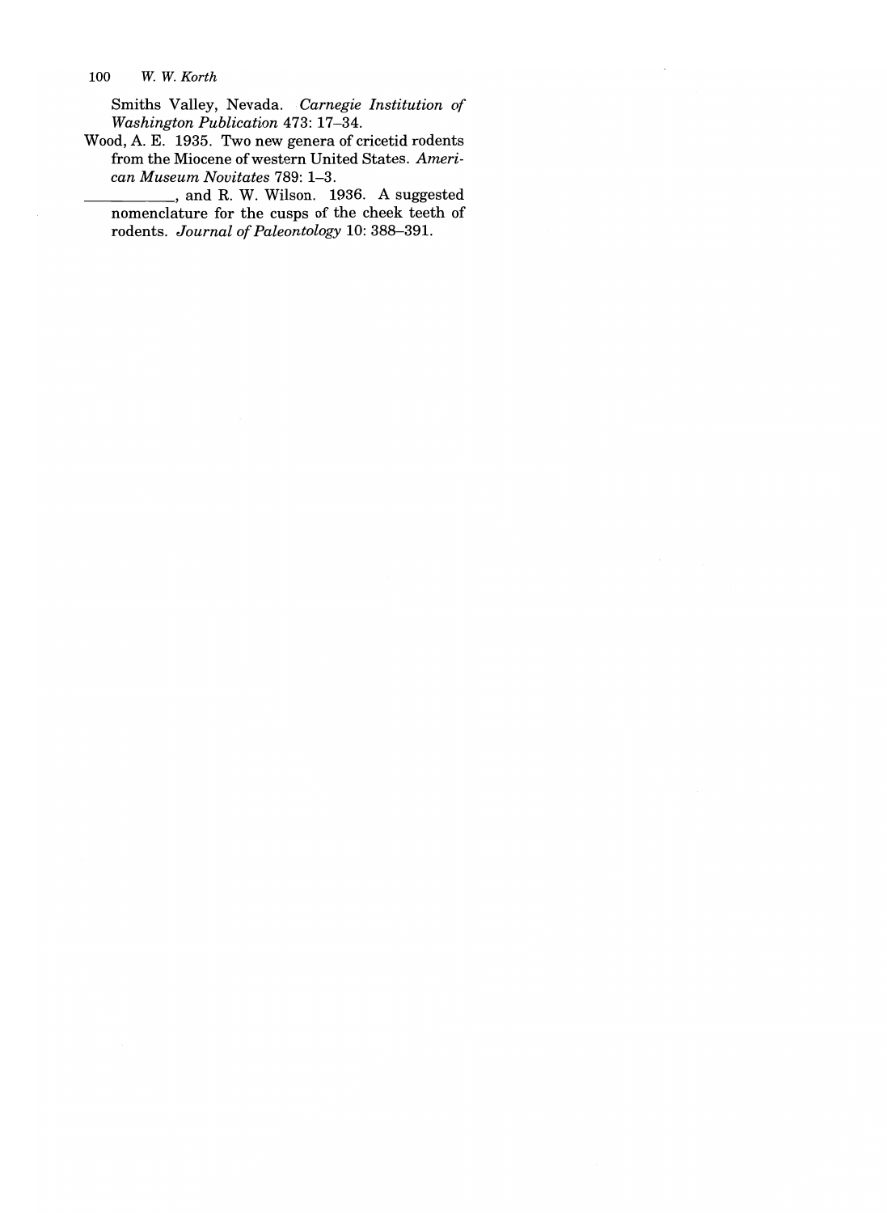Smiths Valley, Nevada. *Carnegie Institution of Washington Publication* 473: 17–34.

Wood, A. E. 1935. Two new genera of cricetid rodents from the Miocene of western United States. *American Museum Novitates* 789: 1–3.

———, and R. W. Wilson. 1936. A suggested nomenclature for the cusps of the cheek teeth of rodents. *Journal of Paleontology* 10: 388–391.